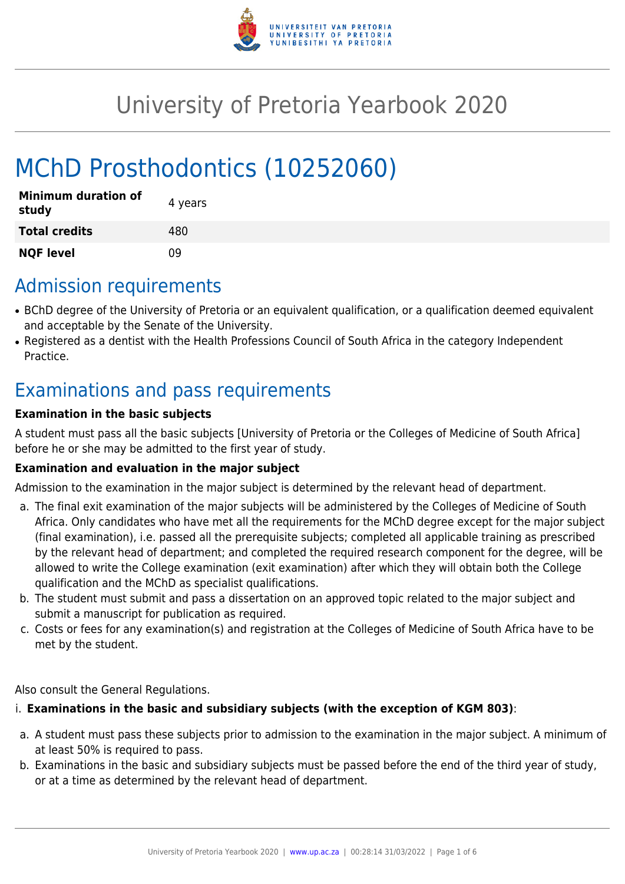# University of Pretoria Yearbook 2020

# MChD Prosthodontics (10252060)

| | |
|---|---|
| **Minimum duration of study** | 4 years |
| **Total credits** | 480 |
| **NQF level** | 09 |

## Admission requirements

- BChD degree of the University of Pretoria or an equivalent qualification, or a qualification deemed equivalent and acceptable by the Senate of the University.
- Registered as a dentist with the Health Professions Council of South Africa in the category Independent Practice.

## Examinations and pass requirements

**Examination in the basic subjects**

A student must pass all the basic subjects [University of Pretoria or the Colleges of Medicine of South Africa] before he or she may be admitted to the first year of study.

**Examination and evaluation in the major subject**

Admission to the examination in the major subject is determined by the relevant head of department.

a. The final exit examination of the major subjects will be administered by the Colleges of Medicine of South Africa. Only candidates who have met all the requirements for the MChD degree except for the major subject (final examination), i.e. passed all the prerequisite subjects; completed all applicable training as prescribed by the relevant head of department; and completed the required research component for the degree, will be allowed to write the College examination (exit examination) after which they will obtain both the College qualification and the MChD as specialist qualifications.
b. The student must submit and pass a dissertation on an approved topic related to the major subject and submit a manuscript for publication as required.
c. Costs or fees for any examination(s) and registration at the Colleges of Medicine of South Africa have to be met by the student.

Also consult the General Regulations.

i. **Examinations in the basic and subsidiary subjects (with the exception of KGM 803)**:

a. A student must pass these subjects prior to admission to the examination in the major subject. A minimum of at least 50% is required to pass.
b. Examinations in the basic and subsidiary subjects must be passed before the end of the third year of study, or at a time as determined by the relevant head of department.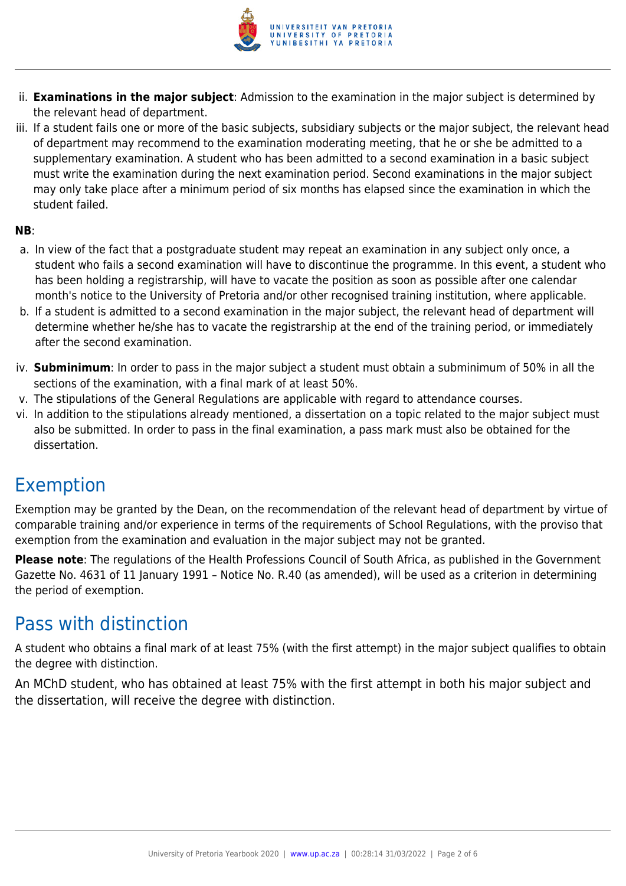ii. **Examinations in the major subject**: Admission to the examination in the major subject is determined by the relevant head of department.
iii. If a student fails one or more of the basic subjects, subsidiary subjects or the major subject, the relevant head of department may recommend to the examination moderating meeting, that he or she be admitted to a supplementary examination. A student who has been admitted to a second examination in a basic subject must write the examination during the next examination period. Second examinations in the major subject may only take place after a minimum period of six months has elapsed since the examination in which the student failed.

**NB**:

a. In view of the fact that a postgraduate student may repeat an examination in any subject only once, a student who fails a second examination will have to discontinue the programme. In this event, a student who has been holding a registrarship, will have to vacate the position as soon as possible after one calendar month's notice to the University of Pretoria and/or other recognised training institution, where applicable.
b. If a student is admitted to a second examination in the major subject, the relevant head of department will determine whether he/she has to vacate the registrarship at the end of the training period, or immediately after the second examination.

iv. **Subminimum**: In order to pass in the major subject a student must obtain a subminimum of 50% in all the sections of the examination, with a final mark of at least 50%.
v. The stipulations of the General Regulations are applicable with regard to attendance courses.
vi. In addition to the stipulations already mentioned, a dissertation on a topic related to the major subject must also be submitted. In order to pass in the final examination, a pass mark must also be obtained for the dissertation.

## Exemption

Exemption may be granted by the Dean, on the recommendation of the relevant head of department by virtue of comparable training and/or experience in terms of the requirements of School Regulations, with the proviso that exemption from the examination and evaluation in the major subject may not be granted.

**Please note**: The regulations of the Health Professions Council of South Africa, as published in the Government Gazette No. 4631 of 11 January 1991 – Notice No. R.40 (as amended), will be used as a criterion in determining the period of exemption.

## Pass with distinction

A student who obtains a final mark of at least 75% (with the first attempt) in the major subject qualifies to obtain the degree with distinction.

An MChD student, who has obtained at least 75% with the first attempt in both his major subject and the dissertation, will receive the degree with distinction.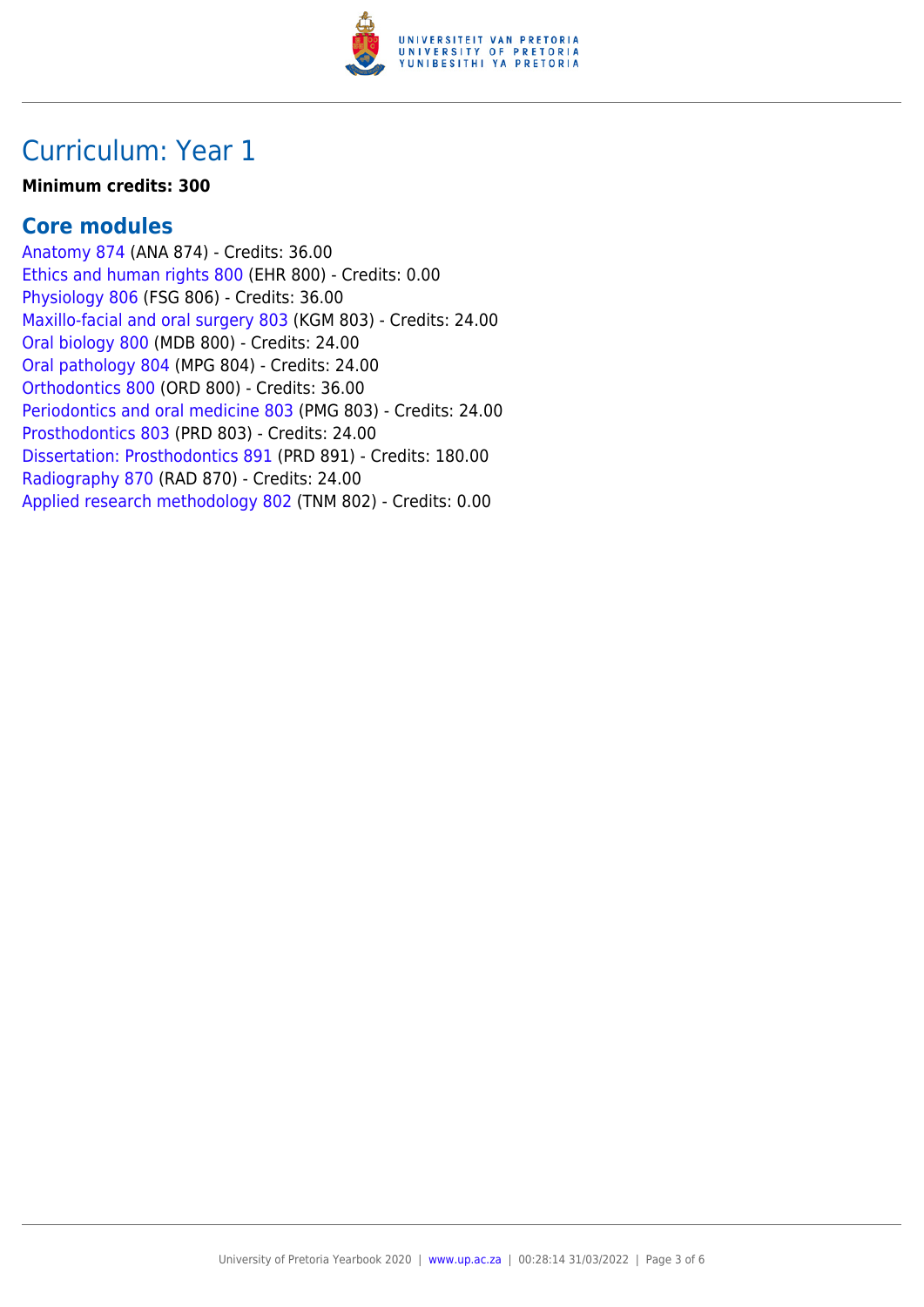# Curriculum: Year 1

**Minimum credits: 300**

## Core modules

Anatomy 874 (ANA 874) - Credits: 36.00
Ethics and human rights 800 (EHR 800) - Credits: 0.00
Physiology 806 (FSG 806) - Credits: 36.00
Maxillo-facial and oral surgery 803 (KGM 803) - Credits: 24.00
Oral biology 800 (MDB 800) - Credits: 24.00
Oral pathology 804 (MPG 804) - Credits: 24.00
Orthodontics 800 (ORD 800) - Credits: 36.00
Periodontics and oral medicine 803 (PMG 803) - Credits: 24.00
Prosthodontics 803 (PRD 803) - Credits: 24.00
Dissertation: Prosthodontics 891 (PRD 891) - Credits: 180.00
Radiography 870 (RAD 870) - Credits: 24.00
Applied research methodology 802 (TNM 802) - Credits: 0.00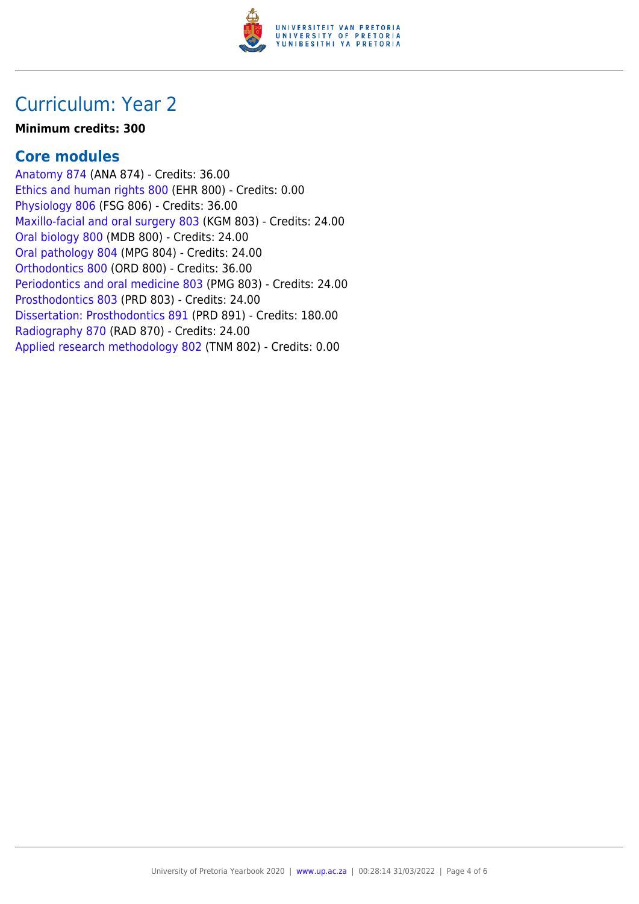# Curriculum: Year 2

**Minimum credits: 300**

## Core modules

Anatomy 874 (ANA 874) - Credits: 36.00
Ethics and human rights 800 (EHR 800) - Credits: 0.00
Physiology 806 (FSG 806) - Credits: 36.00
Maxillo-facial and oral surgery 803 (KGM 803) - Credits: 24.00
Oral biology 800 (MDB 800) - Credits: 24.00
Oral pathology 804 (MPG 804) - Credits: 24.00
Orthodontics 800 (ORD 800) - Credits: 36.00
Periodontics and oral medicine 803 (PMG 803) - Credits: 24.00
Prosthodontics 803 (PRD 803) - Credits: 24.00
Dissertation: Prosthodontics 891 (PRD 891) - Credits: 180.00
Radiography 870 (RAD 870) - Credits: 24.00
Applied research methodology 802 (TNM 802) - Credits: 0.00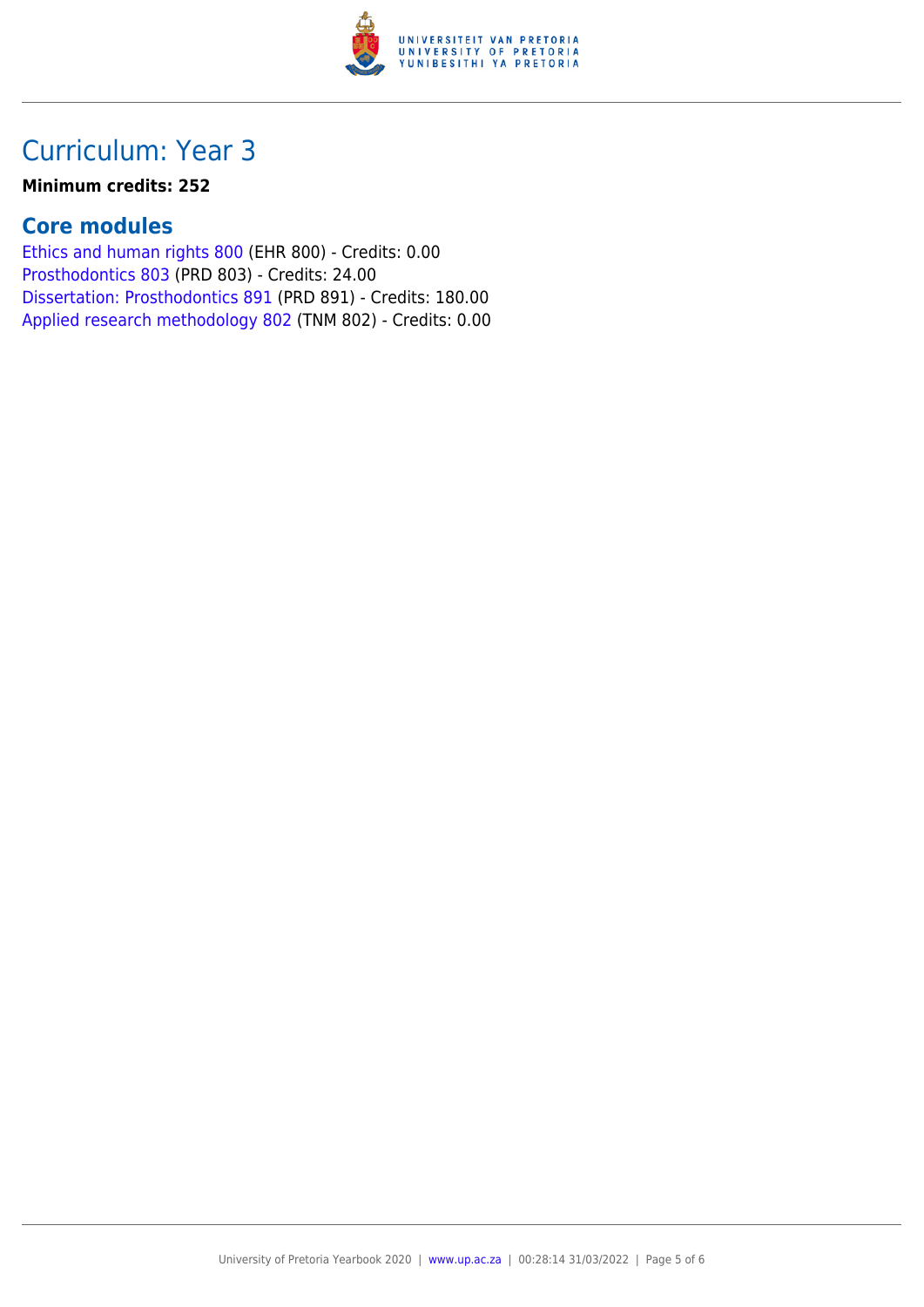# Curriculum: Year 3

**Minimum credits: 252**

## Core modules

Ethics and human rights 800 (EHR 800) - Credits: 0.00
Prosthodontics 803 (PRD 803) - Credits: 24.00
Dissertation: Prosthodontics 891 (PRD 891) - Credits: 180.00
Applied research methodology 802 (TNM 802) - Credits: 0.00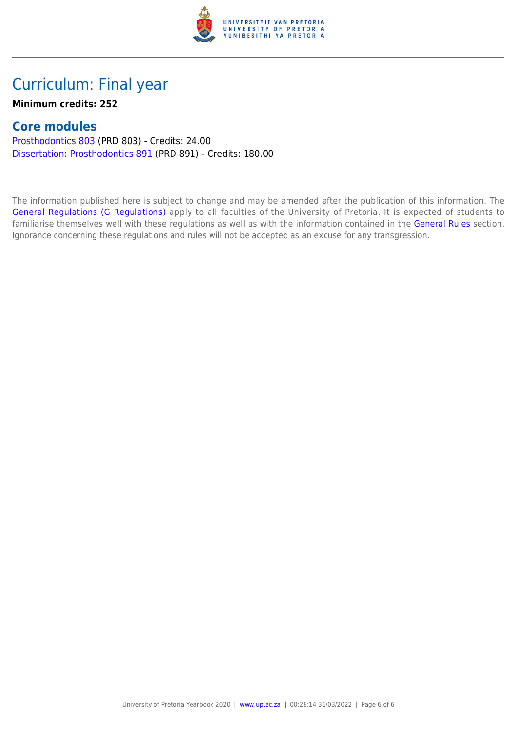## Curriculum: Final year

**Minimum credits: 252**

### Core modules

Prosthodontics 803 (PRD 803) - Credits: 24.00
Dissertation: Prosthodontics 891 (PRD 891) - Credits: 180.00

The information published here is subject to change and may be amended after the publication of this information. The General Regulations (G Regulations) apply to all faculties of the University of Pretoria. It is expected of students to familiarise themselves well with these regulations as well as with the information contained in the General Rules section. Ignorance concerning these regulations and rules will not be accepted as an excuse for any transgression.